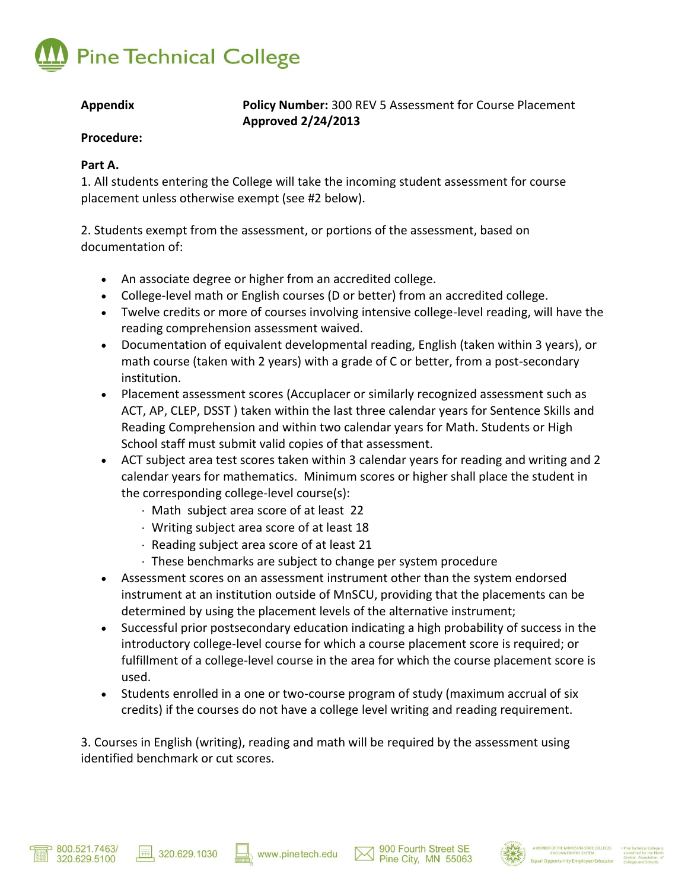# Pine Technical College

**Appendix** **Policy Number:** 300 REV 5 Assessment for Course Placement
**Approved 2/24/2013**

**Procedure:**

**Part A.**

1. All students entering the College will take the incoming student assessment for course placement unless otherwise exempt (see #2 below).

2. Students exempt from the assessment, or portions of the assessment, based on documentation of:

- An associate degree or higher from an accredited college.
- College-level math or English courses (D or better) from an accredited college.
- Twelve credits or more of courses involving intensive college-level reading, will have the reading comprehension assessment waived.
- Documentation of equivalent developmental reading, English (taken within 3 years), or math course (taken with 2 years) with a grade of C or better, from a post-secondary institution.
- Placement assessment scores (Accuplacer or similarly recognized assessment such as ACT, AP, CLEP, DSST ) taken within the last three calendar years for Sentence Skills and Reading Comprehension and within two calendar years for Math. Students or High School staff must submit valid copies of that assessment.
- ACT subject area test scores taken within 3 calendar years for reading and writing and 2 calendar years for mathematics. Minimum scores or higher shall place the student in the corresponding college-level course(s):
  - Math subject area score of at least 22
  - Writing subject area score of at least 18
  - Reading subject area score of at least 21
  - These benchmarks are subject to change per system procedure
- Assessment scores on an assessment instrument other than the system endorsed instrument at an institution outside of MnSCU, providing that the placements can be determined by using the placement levels of the alternative instrument;
- Successful prior postsecondary education indicating a high probability of success in the introductory college-level course for which a course placement score is required; or fulfillment of a college-level course in the area for which the course placement score is used.
- Students enrolled in a one or two-course program of study (maximum accrual of six credits) if the courses do not have a college level writing and reading requirement.

3. Courses in English (writing), reading and math will be required by the assessment using identified benchmark or cut scores.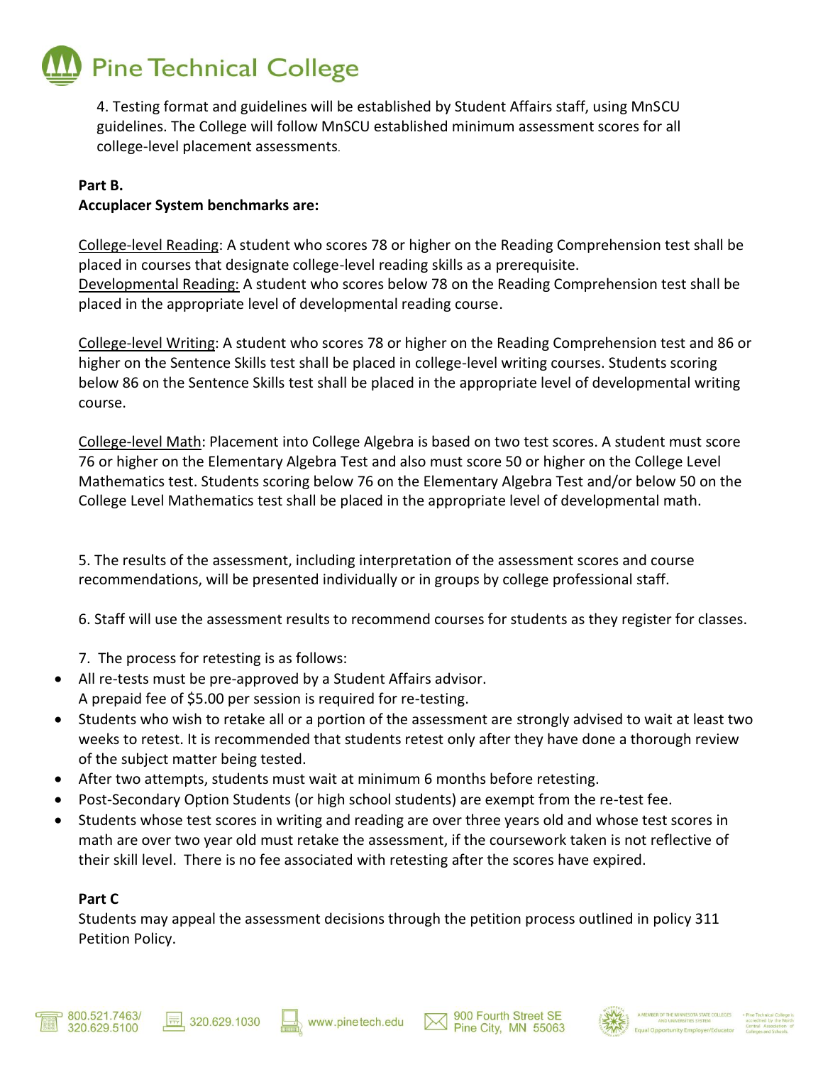4. Testing format and guidelines will be established by Student Affairs staff, using MnSCU guidelines. The College will follow MnSCU established minimum assessment scores for all college-level placement assessments.

**Part B.**
**Accuplacer System benchmarks are:**

College-level Reading: A student who scores 78 or higher on the Reading Comprehension test shall be placed in courses that designate college-level reading skills as a prerequisite.
Developmental Reading: A student who scores below 78 on the Reading Comprehension test shall be placed in the appropriate level of developmental reading course.

College-level Writing: A student who scores 78 or higher on the Reading Comprehension test and 86 or higher on the Sentence Skills test shall be placed in college-level writing courses. Students scoring below 86 on the Sentence Skills test shall be placed in the appropriate level of developmental writing course.

College-level Math: Placement into College Algebra is based on two test scores. A student must score 76 or higher on the Elementary Algebra Test and also must score 50 or higher on the College Level Mathematics test. Students scoring below 76 on the Elementary Algebra Test and/or below 50 on the College Level Mathematics test shall be placed in the appropriate level of developmental math.

5. The results of the assessment, including interpretation of the assessment scores and course recommendations, will be presented individually or in groups by college professional staff.

6. Staff will use the assessment results to recommend courses for students as they register for classes.

7. The process for retesting is as follows:

- All re-tests must be pre-approved by a Student Affairs advisor.
  A prepaid fee of $5.00 per session is required for re-testing.
- Students who wish to retake all or a portion of the assessment are strongly advised to wait at least two weeks to retest. It is recommended that students retest only after they have done a thorough review of the subject matter being tested.
- After two attempts, students must wait at minimum 6 months before retesting.
- Post-Secondary Option Students (or high school students) are exempt from the re-test fee.
- Students whose test scores in writing and reading are over three years old and whose test scores in math are over two year old must retake the assessment, if the coursework taken is not reflective of their skill level. There is no fee associated with retesting after the scores have expired.

**Part C**
Students may appeal the assessment decisions through the petition process outlined in policy 311 Petition Policy.